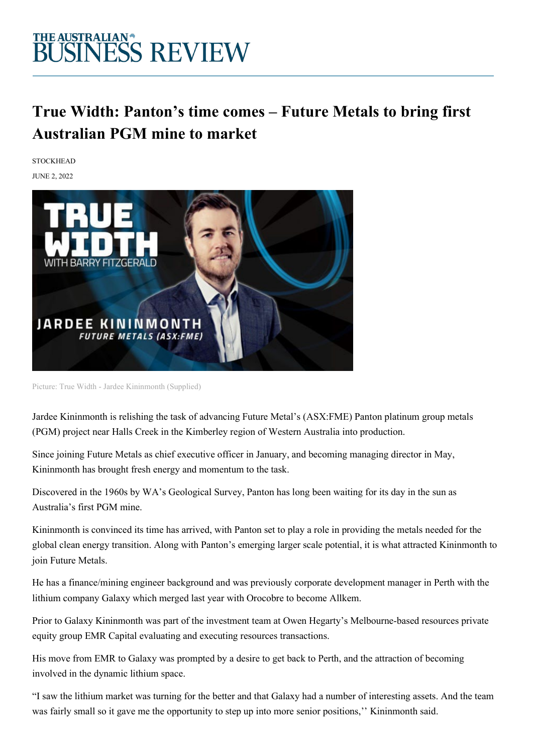# True Width: Panton's time comes – Future Metals to bring first Australian PGM mine to market

STOCKHEAD

JUNE 2, 2022

Picture: True Width - Jardee Kininmonth (Supplied)

Jardee Kininmonth is relishing the task of advancing Future Metal's (ASX:FME) Panton platinum group metals (PGM) project near Halls Creek in the Kimberley region of Western Australia into production.

Since joining Future Metals as chief executive officer in January, and becoming managing director in May, Kininmonth has brought fresh energy and momentum to the task.

Discovered in the 1960s by WA's Geological Survey, Panton has long been waiting for its day in the sun as Australia's first PGM mine.

Kininmonth is convinced its time has arrived, with Panton set to play a role in providing the metals needed for the global clean energy transition. Along with Panton's emerging larger scale potential, it is what attracted Kininmonth to join Future Metals.

He has a finance/mining engineer background and was previously corporate development manager in Perth with the lithium company Galaxy which merged last year with Orocobre to become Allkem.

Prior to Galaxy Kininmonth was part of the investment team at Owen Hegarty's Melbourne-based resources private equity group EMR Capital evaluating and executing resources transactions.

His move from EMR to Galaxy was prompted by a desire to get back to Perth, and the attraction of becoming involved in the dynamic lithium space.

"I saw the lithium market was turning for the better and that Galaxy had a number of interesting assets. And the team was fairly small so it gave me the opportunity to step up into more senior positions,'' Kininmonth said.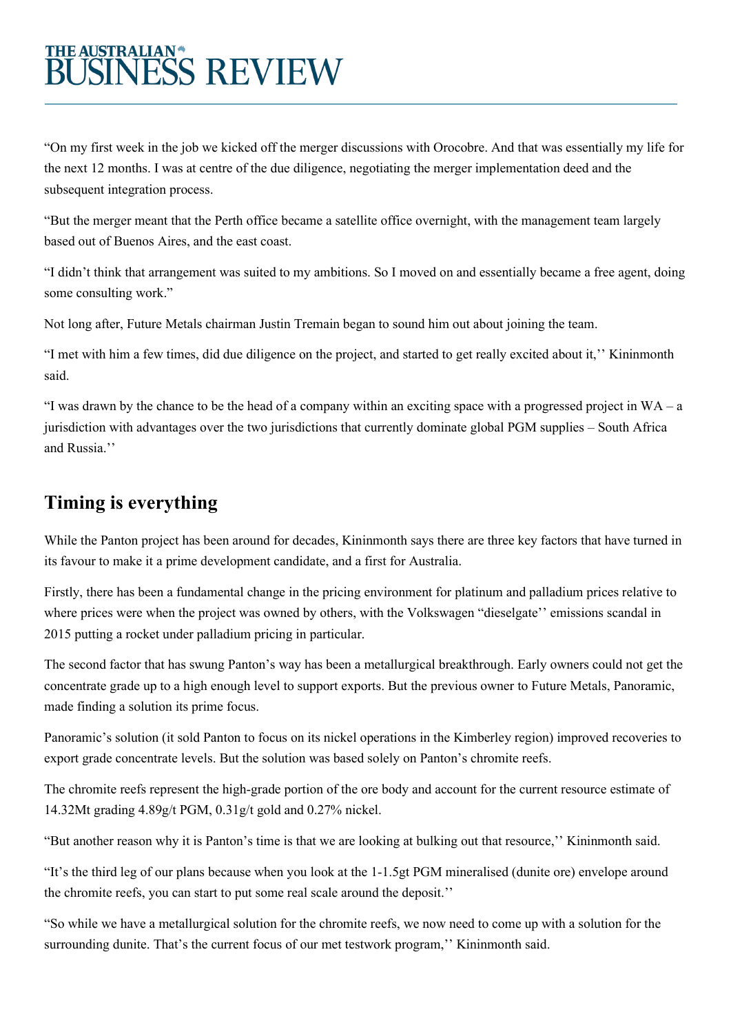"On my first week in the job we kicked off the merger discussions with Orocobre. And that was essentially my life for the next 12 months. I was at centre of the due diligence, negotiating the merger implementation deed and the subsequent integration process.

"But the merger meant that the Perth office became a satellite office overnight, with the management team largely based out of Buenos Aires, and the east coast.

"I didn't think that arrangement was suited to my ambitions. So I moved on and essentially became a free agent, doing some consulting work."

Not long after, Future Metals chairman Justin Tremain began to sound him out about joining the team.

"I met with him a few times, did due diligence on the project, and started to get really excited about it,'' Kininmonth said.

"I was drawn by the chance to be the head of a company within an exciting space with a progressed project in WA – a jurisdiction with advantages over the two jurisdictions that currently dominate global PGM supplies – South Africa and Russia.''

## Timing is everything

While the Panton project has been around for decades, Kininmonth says there are three key factors that have turned in its favour to make it a prime development candidate, and a first for Australia.

Firstly, there has been a fundamental change in the pricing environment for platinum and palladium prices relative to where prices were when the project was owned by others, with the Volkswagen "dieselgate'' emissions scandal in 2015 putting a rocket under palladium pricing in particular.

The second factor that has swung Panton's way has been a metallurgical breakthrough. Early owners could not get the concentrate grade up to a high enough level to support exports. But the previous owner to Future Metals, Panoramic, made finding a solution its prime focus.

Panoramic's solution (it sold Panton to focus on its nickel operations in the Kimberley region) improved recoveries to export grade concentrate levels. But the solution was based solely on Panton's chromite reefs.

The chromite reefs represent the high-grade portion of the ore body and account for the current resource estimate of 14.32Mt grading 4.89g/t PGM, 0.31g/t gold and 0.27% nickel.

"But another reason why it is Panton's time is that we are looking at bulking out that resource,'' Kininmonth said.

"It's the third leg of our plans because when you look at the 1-1.5gt PGM mineralised (dunite ore) envelope around the chromite reefs, you can start to put some real scale around the deposit.''

"So while we have a metallurgical solution for the chromite reefs, we now need to come up with a solution for the surrounding dunite. That's the current focus of our met testwork program,'' Kininmonth said.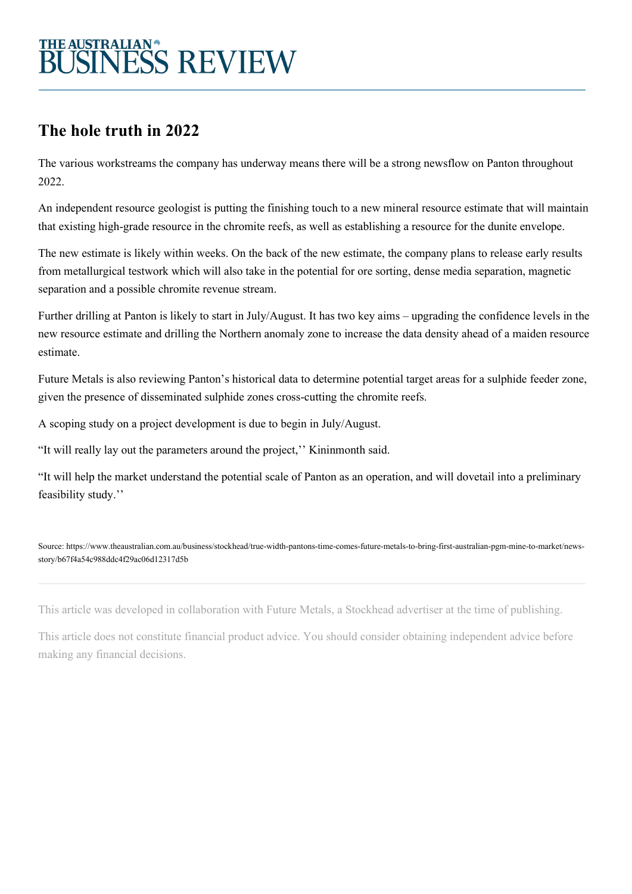## The hole truth in 2022

The various workstreams the company has underway means there will be a strong newsflow on Panton throughout 2022.

An independent resource geologist is putting the finishing touch to a new mineral resource estimate that will maintain that existing high-grade resource in the chromite reefs, as well as establishing a resource for the dunite envelope.

The new estimate is likely within weeks. On the back of the new estimate, the company plans to release early results from metallurgical testwork which will also take in the potential for ore sorting, dense media separation, magnetic separation and a possible chromite revenue stream.

Further drilling at Panton is likely to start in July/August. It has two key aims – upgrading the confidence levels in the new resource estimate and drilling the Northern anomaly zone to increase the data density ahead of a maiden resource estimate.

Future Metals is also reviewing Panton's historical data to determine potential target areas for a sulphide feeder zone, given the presence of disseminated sulphide zones cross-cutting the chromite reefs.

A scoping study on a project development is due to begin in July/August.

"It will really lay out the parameters around the project,'' Kininmonth said.

"It will help the market understand the potential scale of Panton as an operation, and will dovetail into a preliminary feasibility study.''

Source: https://www.theaustralian.com.au/business/stockhead/true-width-pantons-time-comes-future-metals-to-bring-first-australian-pgm-mine-to-market/news-story/b67f4a54c988ddc4f29ac06d12317d5b

---

This article was developed in collaboration with Future Metals, a Stockhead advertiser at the time of publishing.

This article does not constitute financial product advice. You should consider obtaining independent advice before making any financial decisions.